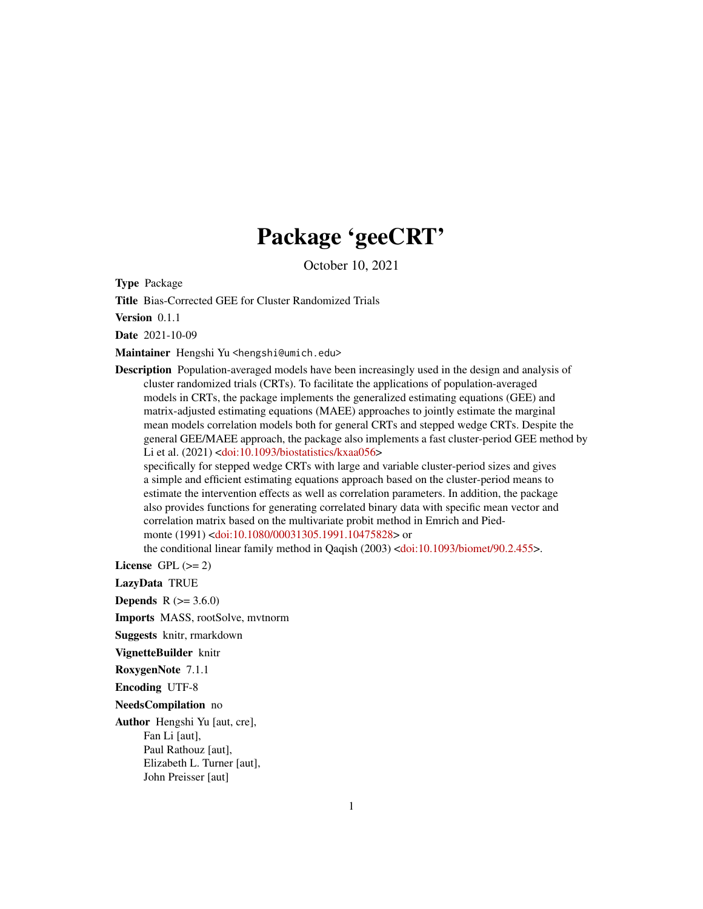# Package 'geeCRT'

October 10, 2021

**Type** Package

**Title** Bias-Corrected GEE for Cluster Randomized Trials

**Version** 0.1.1

**Date** 2021-10-09

**Maintainer** Hengshi Yu <hengshi@umich.edu>

**Description** Population-averaged models have been increasingly used in the design and analysis of cluster randomized trials (CRTs). To facilitate the applications of population-averaged models in CRTs, the package implements the generalized estimating equations (GEE) and matrix-adjusted estimating equations (MAEE) approaches to jointly estimate the marginal mean models correlation models both for general CRTs and stepped wedge CRTs. Despite the general GEE/MAEE approach, the package also implements a fast cluster-period GEE method by Li et al. (2021) <doi:10.1093/biostatistics/kxaa056> specifically for stepped wedge CRTs with large and variable cluster-period sizes and gives a simple and efficient estimating equations approach based on the cluster-period means to estimate the intervention effects as well as correlation parameters. In addition, the package also provides functions for generating correlated binary data with specific mean vector and correlation matrix based on the multivariate probit method in Emrich and Piedmonte (1991) <doi:10.1080/00031305.1991.10475828> or the conditional linear family method in Qaqish (2003) <doi:10.1093/biomet/90.2.455>.

**License** GPL (>= 2)

**LazyData** TRUE

**Depends** R (>= 3.6.0)

**Imports** MASS, rootSolve, mvtnorm

**Suggests** knitr, rmarkdown

**VignetteBuilder** knitr

**RoxygenNote** 7.1.1

**Encoding** UTF-8

**NeedsCompilation** no

**Author** Hengshi Yu [aut, cre],
Fan Li [aut],
Paul Rathouz [aut],
Elizabeth L. Turner [aut],
John Preisser [aut]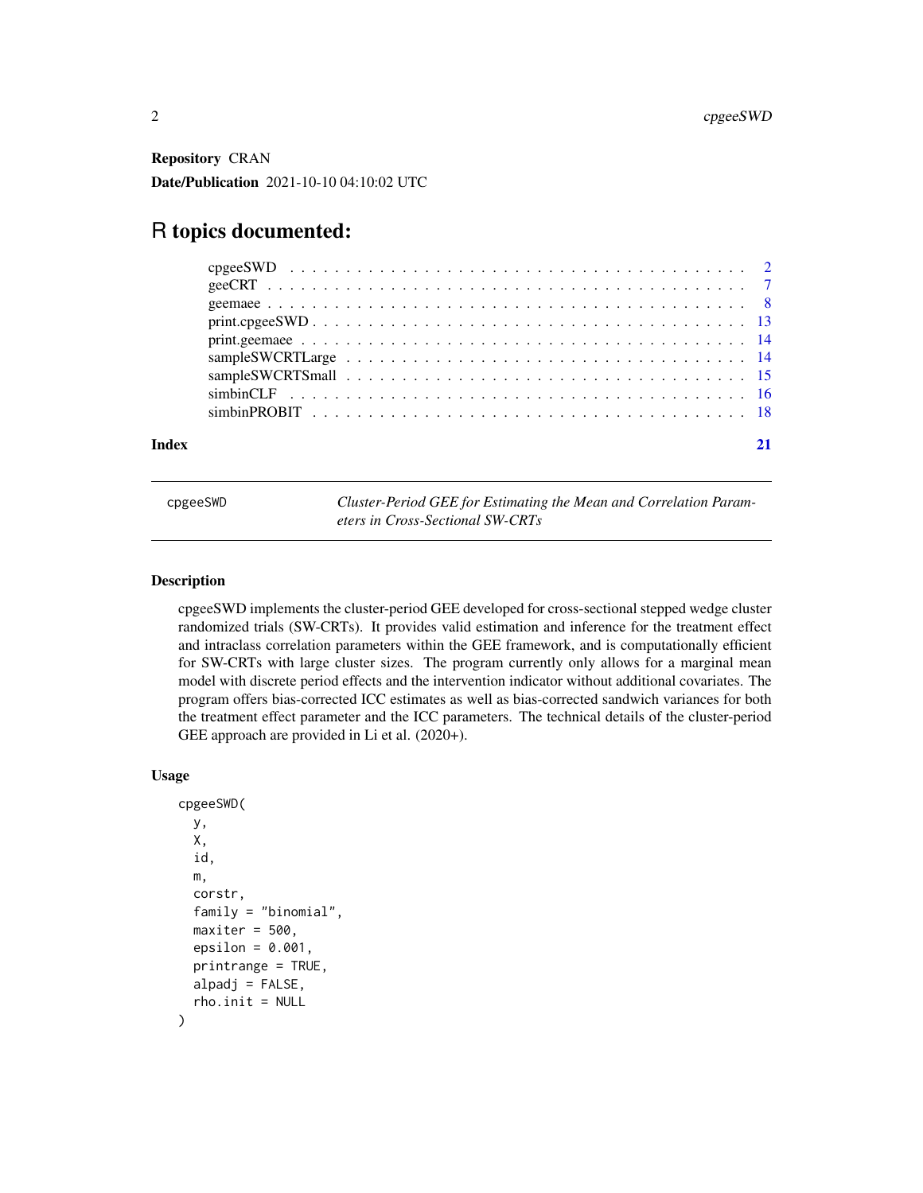**Repository** CRAN

**Date/Publication** 2021-10-10 04:10:02 UTC

# R topics documented:

- cpgeeSWD . . . . . . . . . . . . . . . . . . . . . . . . . . . . . . . . . . . . . . . . 2
- geeCRT . . . . . . . . . . . . . . . . . . . . . . . . . . . . . . . . . . . . . . . . 7
- geemaee . . . . . . . . . . . . . . . . . . . . . . . . . . . . . . . . . . . . . . . . 8
- print.cpgeeSWD . . . . . . . . . . . . . . . . . . . . . . . . . . . . . . . . . . . . 13
- print.geemaee . . . . . . . . . . . . . . . . . . . . . . . . . . . . . . . . . . . . 14
- sampleSWCRTLarge . . . . . . . . . . . . . . . . . . . . . . . . . . . . . . . . . . 14
- sampleSWCRTSmall . . . . . . . . . . . . . . . . . . . . . . . . . . . . . . . . . . 15
- simbinCLF . . . . . . . . . . . . . . . . . . . . . . . . . . . . . . . . . . . . . . 16
- simbinPROBIT . . . . . . . . . . . . . . . . . . . . . . . . . . . . . . . . . . . . 18

**Index** 21

---

`cpgeeSWD` *Cluster-Period GEE for Estimating the Mean and Correlation Parameters in Cross-Sectional SW-CRTs*

---

### Description

cpgeeSWD implements the cluster-period GEE developed for cross-sectional stepped wedge cluster randomized trials (SW-CRTs). It provides valid estimation and inference for the treatment effect and intraclass correlation parameters within the GEE framework, and is computationally efficient for SW-CRTs with large cluster sizes. The program currently only allows for a marginal mean model with discrete period effects and the intervention indicator without additional covariates. The program offers bias-corrected ICC estimates as well as bias-corrected sandwich variances for both the treatment effect parameter and the ICC parameters. The technical details of the cluster-period GEE approach are provided in Li et al. (2020+).

### Usage

```
cpgeeSWD(
  y,
  X,
  id,
  m,
  corstr,
  family = "binomial",
  maxiter = 500,
  epsilon = 0.001,
  printrange = TRUE,
  alpadj = FALSE,
  rho.init = NULL
)
```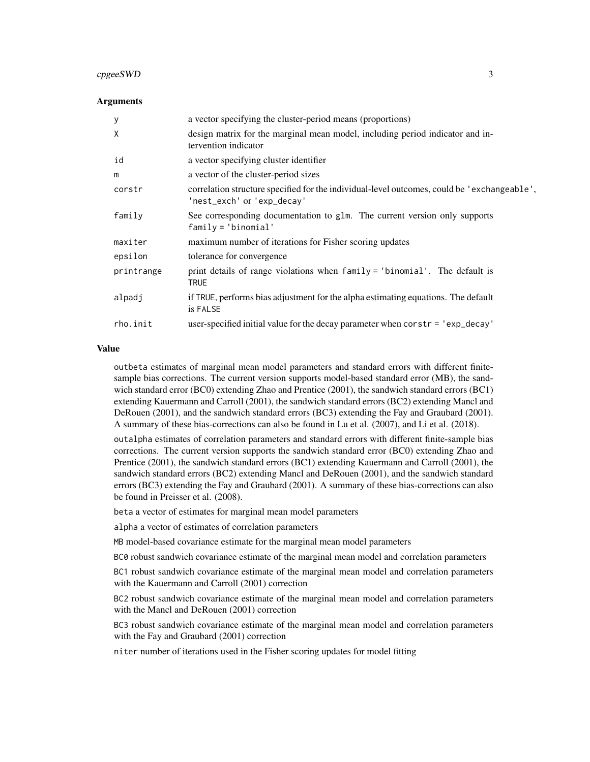### Arguments

| | |
|---|---|
| `y` | a vector specifying the cluster-period means (proportions) |
| `X` | design matrix for the marginal mean model, including period indicator and intervention indicator |
| `id` | a vector specifying cluster identifier |
| `m` | a vector of the cluster-period sizes |
| `corstr` | correlation structure specified for the individual-level outcomes, could be `'exchangeable'`, `'nest_exch'` or `'exp_decay'` |
| `family` | See corresponding documentation to `glm`. The current version only supports `family = 'binomial'` |
| `maxiter` | maximum number of iterations for Fisher scoring updates |
| `epsilon` | tolerance for convergence |
| `printrange` | print details of range violations when `family = 'binomial'`. The default is `TRUE` |
| `alpadj` | if `TRUE`, performs bias adjustment for the alpha estimating equations. The default is `FALSE` |
| `rho.init` | user-specified initial value for the decay parameter when `corstr = 'exp_decay'` |

### Value

`outbeta` estimates of marginal mean model parameters and standard errors with different finite-sample bias corrections. The current version supports model-based standard error (MB), the sandwich standard error (BC0) extending Zhao and Prentice (2001), the sandwich standard errors (BC1) extending Kauermann and Carroll (2001), the sandwich standard errors (BC2) extending Mancl and DeRouen (2001), and the sandwich standard errors (BC3) extending the Fay and Graubard (2001). A summary of these bias-corrections can also be found in Lu et al. (2007), and Li et al. (2018).

`outalpha` estimates of correlation parameters and standard errors with different finite-sample bias corrections. The current version supports the sandwich standard error (BC0) extending Zhao and Prentice (2001), the sandwich standard errors (BC1) extending Kauermann and Carroll (2001), the sandwich standard errors (BC2) extending Mancl and DeRouen (2001), and the sandwich standard errors (BC3) extending the Fay and Graubard (2001). A summary of these bias-corrections can also be found in Preisser et al. (2008).

`beta` a vector of estimates for marginal mean model parameters

`alpha` a vector of estimates of correlation parameters

`MB` model-based covariance estimate for the marginal mean model parameters

`BC0` robust sandwich covariance estimate of the marginal mean model and correlation parameters

`BC1` robust sandwich covariance estimate of the marginal mean model and correlation parameters with the Kauermann and Carroll (2001) correction

`BC2` robust sandwich covariance estimate of the marginal mean model and correlation parameters with the Mancl and DeRouen (2001) correction

`BC3` robust sandwich covariance estimate of the marginal mean model and correlation parameters with the Fay and Graubard (2001) correction

`niter` number of iterations used in the Fisher scoring updates for model fitting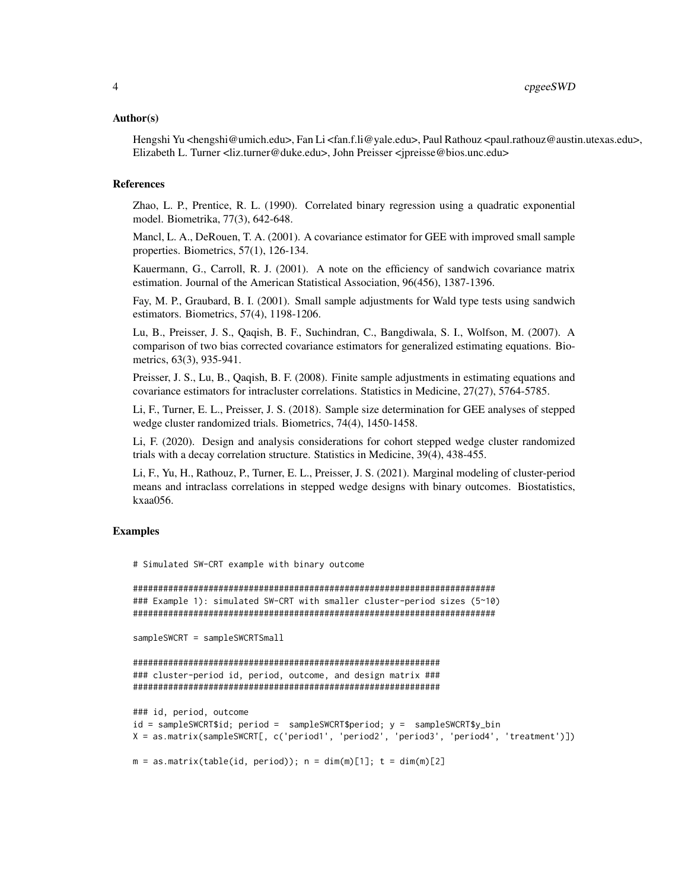## Author(s)

Hengshi Yu <hengshi@umich.edu>, Fan Li <fan.f.li@yale.edu>, Paul Rathouz <paul.rathouz@austin.utexas.edu>, Elizabeth L. Turner <liz.turner@duke.edu>, John Preisser <jpreisse@bios.unc.edu>

## References

Zhao, L. P., Prentice, R. L. (1990). Correlated binary regression using a quadratic exponential model. Biometrika, 77(3), 642-648.

Mancl, L. A., DeRouen, T. A. (2001). A covariance estimator for GEE with improved small sample properties. Biometrics, 57(1), 126-134.

Kauermann, G., Carroll, R. J. (2001). A note on the efficiency of sandwich covariance matrix estimation. Journal of the American Statistical Association, 96(456), 1387-1396.

Fay, M. P., Graubard, B. I. (2001). Small sample adjustments for Wald type tests using sandwich estimators. Biometrics, 57(4), 1198-1206.

Lu, B., Preisser, J. S., Qaqish, B. F., Suchindran, C., Bangdiwala, S. I., Wolfson, M. (2007). A comparison of two bias corrected covariance estimators for generalized estimating equations. Biometrics, 63(3), 935-941.

Preisser, J. S., Lu, B., Qaqish, B. F. (2008). Finite sample adjustments in estimating equations and covariance estimators for intracluster correlations. Statistics in Medicine, 27(27), 5764-5785.

Li, F., Turner, E. L., Preisser, J. S. (2018). Sample size determination for GEE analyses of stepped wedge cluster randomized trials. Biometrics, 74(4), 1450-1458.

Li, F. (2020). Design and analysis considerations for cohort stepped wedge cluster randomized trials with a decay correlation structure. Statistics in Medicine, 39(4), 438-455.

Li, F., Yu, H., Rathouz, P., Turner, E. L., Preisser, J. S. (2021). Marginal modeling of cluster-period means and intraclass correlations in stepped wedge designs with binary outcomes. Biostatistics, kxaa056.

## Examples

```
# Simulated SW-CRT example with binary outcome

########################################################################
### Example 1): simulated SW-CRT with smaller cluster-period sizes (5~10)
########################################################################

sampleSWCRT = sampleSWCRTSmall

###############################################################
### cluster-period id, period, outcome, and design matrix ###
###############################################################

### id, period, outcome
id = sampleSWCRT$id; period =  sampleSWCRT$period; y =  sampleSWCRT$y_bin
X = as.matrix(sampleSWCRT[, c('period1', 'period2', 'period3', 'period4', 'treatment')])

m = as.matrix(table(id, period)); n = dim(m)[1]; t = dim(m)[2]
```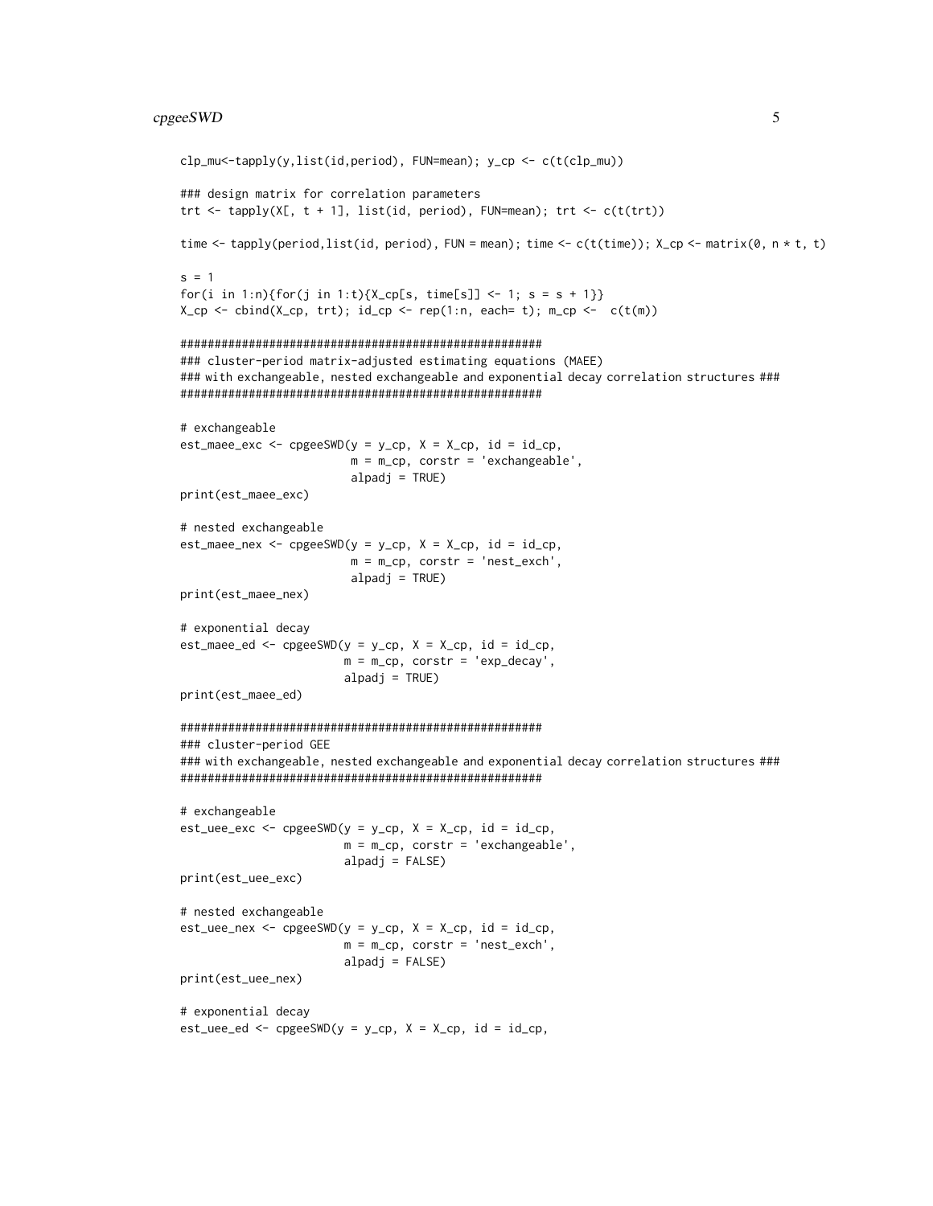```
clp_mu<-tapply(y,list(id,period), FUN=mean); y_cp <- c(t(clp_mu))

### design matrix for correlation parameters
trt <- tapply(X[, t + 1], list(id, period), FUN=mean); trt <- c(t(trt))

time <- tapply(period,list(id, period), FUN = mean); time <- c(t(time)); X_cp <- matrix(0, n * t, t)

s = 1
for(i in 1:n){for(j in 1:t){X_cp[s, time[s]] <- 1; s = s + 1}}
X_cp <- cbind(X_cp, trt); id_cp <- rep(1:n, each= t); m_cp <-  c(t(m))

#####################################################
### cluster-period matrix-adjusted estimating equations (MAEE)
### with exchangeable, nested exchangeable and exponential decay correlation structures ###
#####################################################

# exchangeable
est_maee_exc <- cpgeeSWD(y = y_cp, X = X_cp, id = id_cp,
                         m = m_cp, corstr = 'exchangeable',
                         alpadj = TRUE)
print(est_maee_exc)

# nested exchangeable
est_maee_nex <- cpgeeSWD(y = y_cp, X = X_cp, id = id_cp,
                         m = m_cp, corstr = 'nest_exch',
                         alpadj = TRUE)
print(est_maee_nex)

# exponential decay
est_maee_ed <- cpgeeSWD(y = y_cp, X = X_cp, id = id_cp,
                        m = m_cp, corstr = 'exp_decay',
                        alpadj = TRUE)
print(est_maee_ed)

#####################################################
### cluster-period GEE
### with exchangeable, nested exchangeable and exponential decay correlation structures ###
#####################################################

# exchangeable
est_uee_exc <- cpgeeSWD(y = y_cp, X = X_cp, id = id_cp,
                        m = m_cp, corstr = 'exchangeable',
                        alpadj = FALSE)
print(est_uee_exc)

# nested exchangeable
est_uee_nex <- cpgeeSWD(y = y_cp, X = X_cp, id = id_cp,
                        m = m_cp, corstr = 'nest_exch',
                        alpadj = FALSE)
print(est_uee_nex)

# exponential decay
est_uee_ed <- cpgeeSWD(y = y_cp, X = X_cp, id = id_cp,
```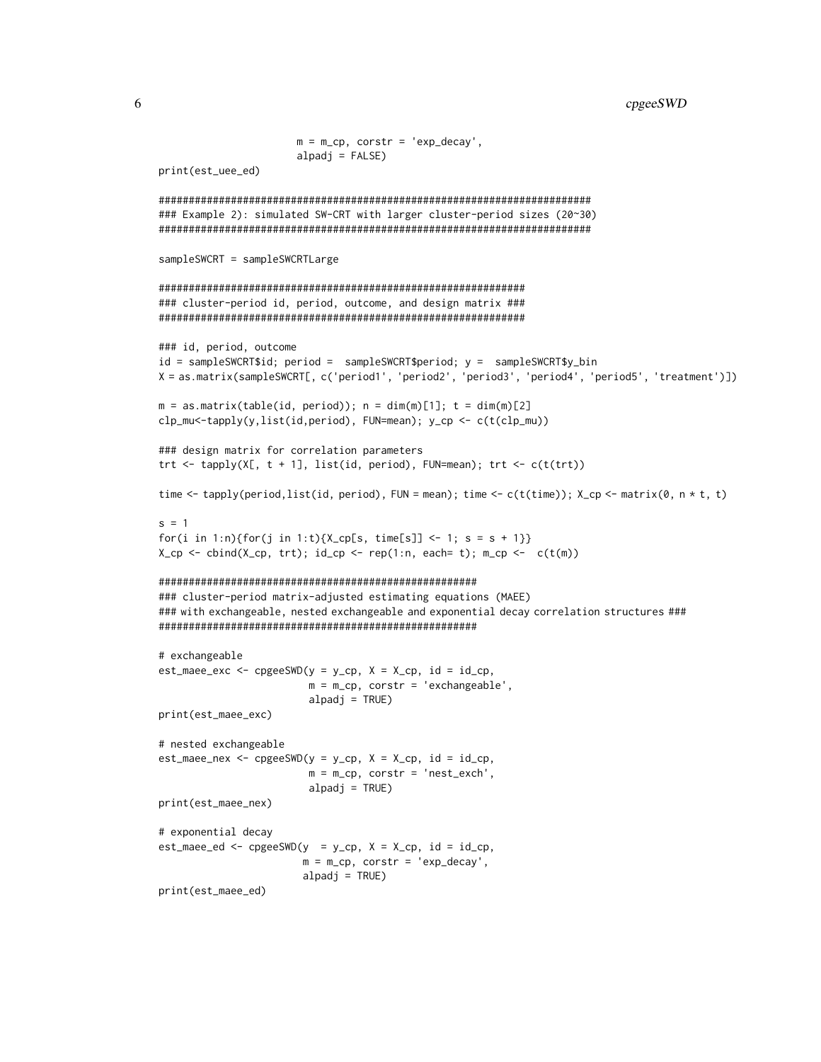```
                        m = m_cp, corstr = 'exp_decay',
                        alpadj = FALSE)
print(est_uee_ed)

########################################################################
### Example 2): simulated SW-CRT with larger cluster-period sizes (20~30)
########################################################################

sampleSWCRT = sampleSWCRTLarge

#############################################################
### cluster-period id, period, outcome, and design matrix ###
#############################################################

### id, period, outcome
id = sampleSWCRT$id; period =  sampleSWCRT$period; y =  sampleSWCRT$y_bin
X = as.matrix(sampleSWCRT[, c('period1', 'period2', 'period3', 'period4', 'period5', 'treatment')])

m = as.matrix(table(id, period)); n = dim(m)[1]; t = dim(m)[2]
clp_mu<-tapply(y,list(id,period), FUN=mean); y_cp <- c(t(clp_mu))

### design matrix for correlation parameters
trt <- tapply(X[, t + 1], list(id, period), FUN=mean); trt <- c(t(trt))

time <- tapply(period,list(id, period), FUN = mean); time <- c(t(time)); X_cp <- matrix(0, n * t, t)

s = 1
for(i in 1:n){for(j in 1:t){X_cp[s, time[s]] <- 1; s = s + 1}}
X_cp <- cbind(X_cp, trt); id_cp <- rep(1:n, each= t); m_cp <-  c(t(m))

#####################################################
### cluster-period matrix-adjusted estimating equations (MAEE)
### with exchangeable, nested exchangeable and exponential decay correlation structures ###
#####################################################

# exchangeable
est_maee_exc <- cpgeeSWD(y = y_cp, X = X_cp, id = id_cp,
                         m = m_cp, corstr = 'exchangeable',
                         alpadj = TRUE)
print(est_maee_exc)

# nested exchangeable
est_maee_nex <- cpgeeSWD(y = y_cp, X = X_cp, id = id_cp,
                         m = m_cp, corstr = 'nest_exch',
                         alpadj = TRUE)
print(est_maee_nex)

# exponential decay
est_maee_ed <- cpgeeSWD(y  = y_cp, X = X_cp, id = id_cp,
                        m = m_cp, corstr = 'exp_decay',
                        alpadj = TRUE)
print(est_maee_ed)
```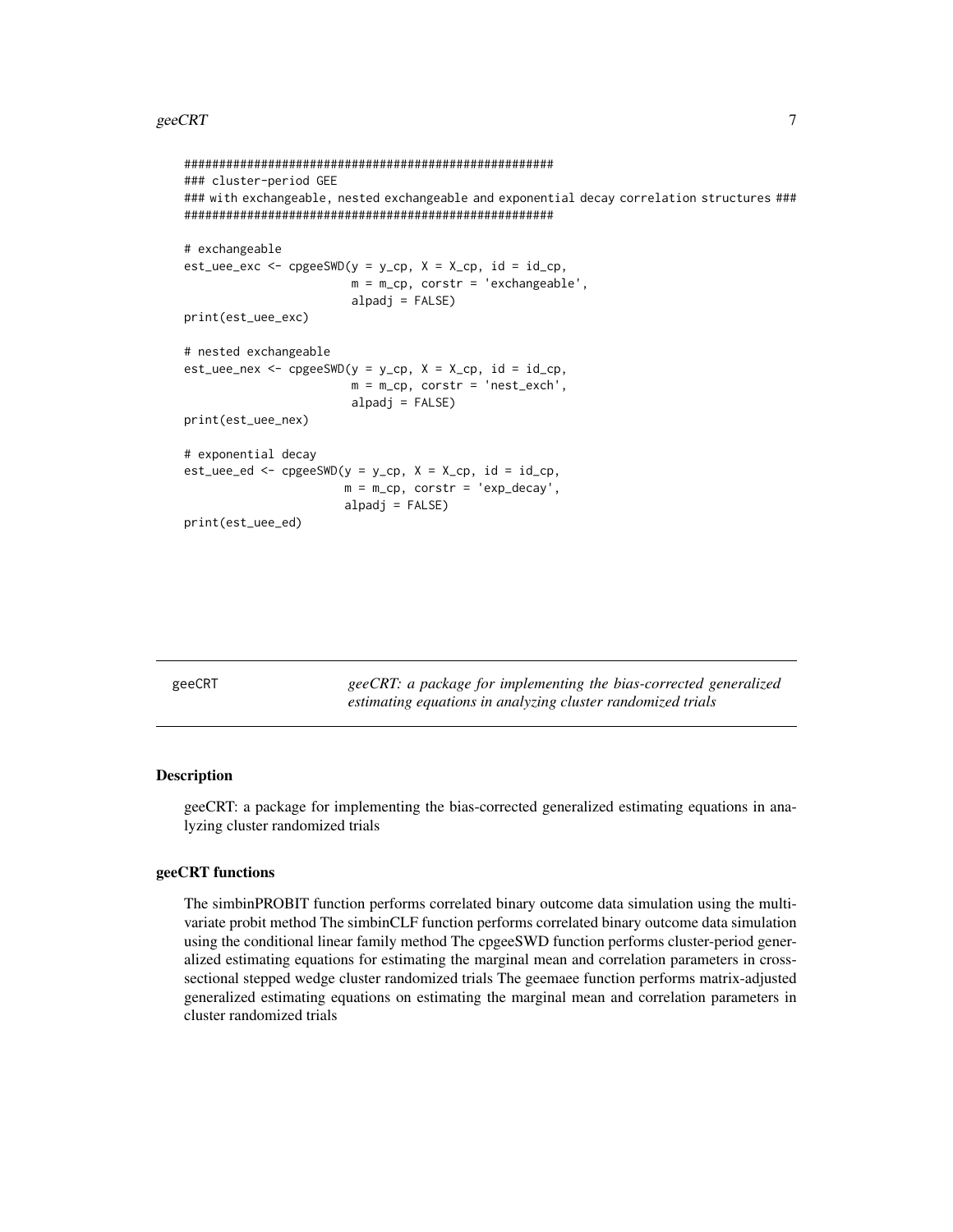```
#####################################################
### cluster-period GEE
### with exchangeable, nested exchangeable and exponential decay correlation structures ###
#####################################################

# exchangeable
est_uee_exc <- cpgeeSWD(y = y_cp, X = X_cp, id = id_cp,
                        m = m_cp, corstr = 'exchangeable',
                        alpadj = FALSE)
print(est_uee_exc)

# nested exchangeable
est_uee_nex <- cpgeeSWD(y = y_cp, X = X_cp, id = id_cp,
                        m = m_cp, corstr = 'nest_exch',
                        alpadj = FALSE)
print(est_uee_nex)

# exponential decay
est_uee_ed <- cpgeeSWD(y = y_cp, X = X_cp, id = id_cp,
                       m = m_cp, corstr = 'exp_decay',
                       alpadj = FALSE)
print(est_uee_ed)
```

---

geeCRT — *geeCRT: a package for implementing the bias-corrected generalized estimating equations in analyzing cluster randomized trials*

---

### Description

geeCRT: a package for implementing the bias-corrected generalized estimating equations in analyzing cluster randomized trials

### geeCRT functions

The simbinPROBIT function performs correlated binary outcome data simulation using the multivariate probit method The simbinCLF function performs correlated binary outcome data simulation using the conditional linear family method The cpgeeSWD function performs cluster-period generalized estimating equations for estimating the marginal mean and correlation parameters in cross-sectional stepped wedge cluster randomized trials The geemaee function performs matrix-adjusted generalized estimating equations on estimating the marginal mean and correlation parameters in cluster randomized trials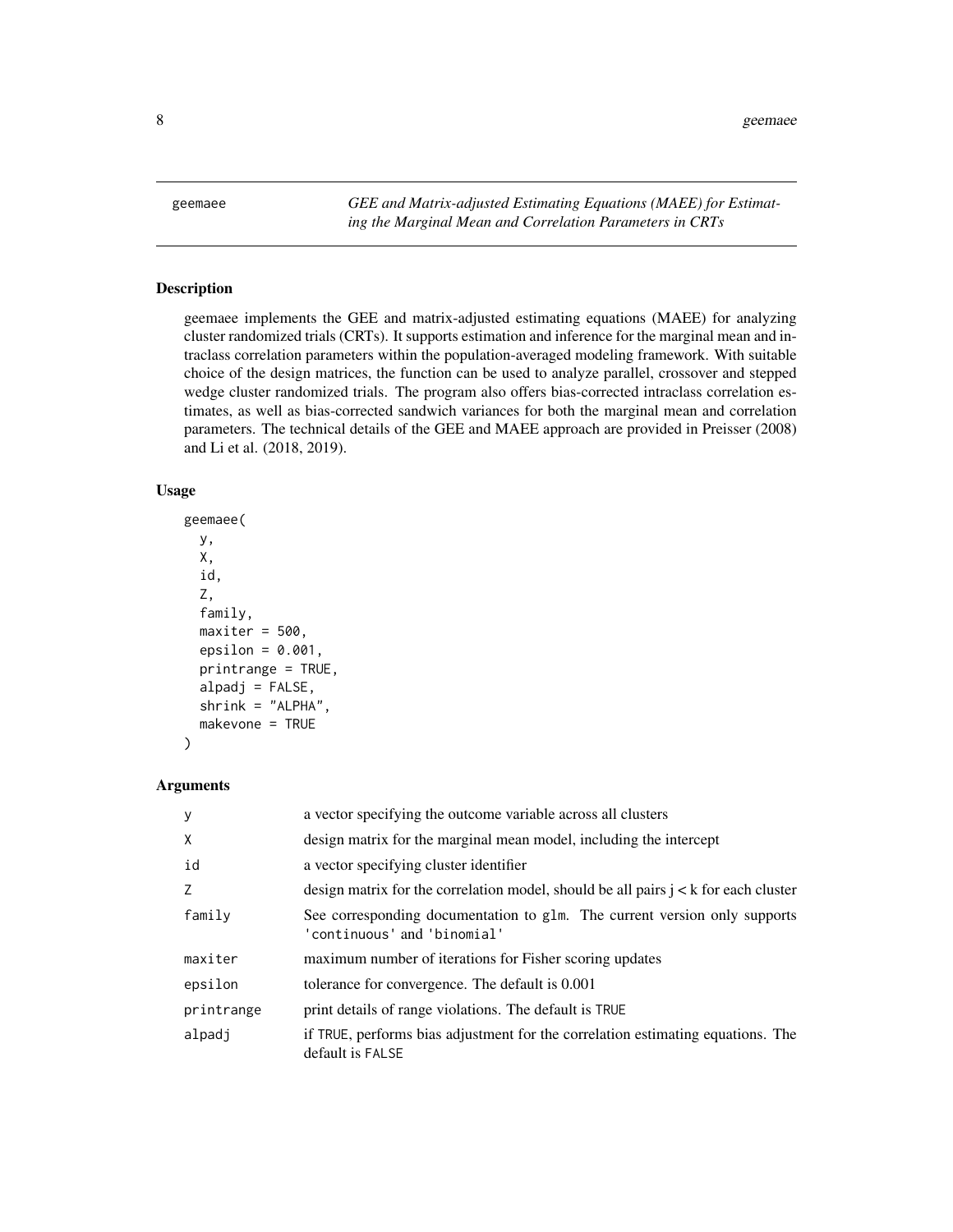geemaee

*GEE and Matrix-adjusted Estimating Equations (MAEE) for Estimating the Marginal Mean and Correlation Parameters in CRTs*

## Description

geemaee implements the GEE and matrix-adjusted estimating equations (MAEE) for analyzing cluster randomized trials (CRTs). It supports estimation and inference for the marginal mean and intraclass correlation parameters within the population-averaged modeling framework. With suitable choice of the design matrices, the function can be used to analyze parallel, crossover and stepped wedge cluster randomized trials. The program also offers bias-corrected intraclass correlation estimates, as well as bias-corrected sandwich variances for both the marginal mean and correlation parameters. The technical details of the GEE and MAEE approach are provided in Preisser (2008) and Li et al. (2018, 2019).

## Usage

```
geemaee(
  y,
  X,
  id,
  Z,
  family,
  maxiter = 500,
  epsilon = 0.001,
  printrange = TRUE,
  alpadj = FALSE,
  shrink = "ALPHA",
  makevone = TRUE
)
```

## Arguments

| | |
|---|---|
| y | a vector specifying the outcome variable across all clusters |
| X | design matrix for the marginal mean model, including the intercept |
| id | a vector specifying cluster identifier |
| Z | design matrix for the correlation model, should be all pairs j < k for each cluster |
| family | See corresponding documentation to glm. The current version only supports 'continuous' and 'binomial' |
| maxiter | maximum number of iterations for Fisher scoring updates |
| epsilon | tolerance for convergence. The default is 0.001 |
| printrange | print details of range violations. The default is TRUE |
| alpadj | if TRUE, performs bias adjustment for the correlation estimating equations. The default is FALSE |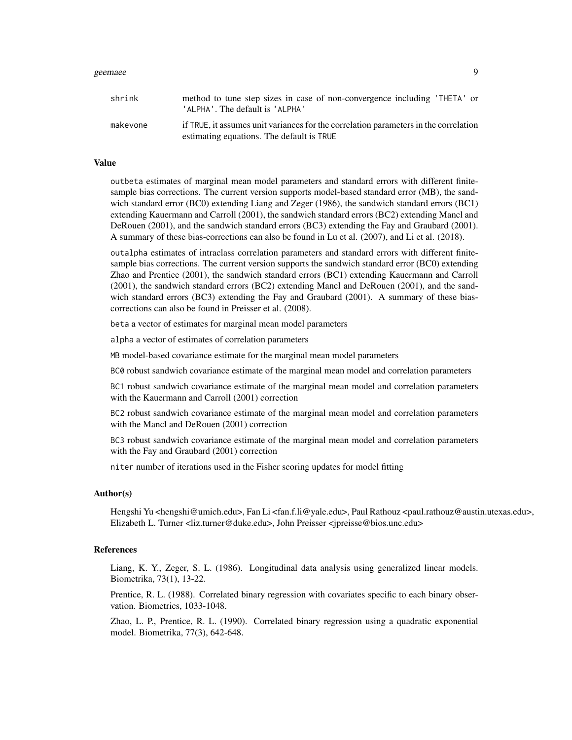| | |
|---|---|
| shrink | method to tune step sizes in case of non-convergence including 'THETA' or 'ALPHA'. The default is 'ALPHA' |
| makevone | if TRUE, it assumes unit variances for the correlation parameters in the correlation estimating equations. The default is TRUE |

### Value

`outbeta` estimates of marginal mean model parameters and standard errors with different finite-sample bias corrections. The current version supports model-based standard error (MB), the sandwich standard error (BC0) extending Liang and Zeger (1986), the sandwich standard errors (BC1) extending Kauermann and Carroll (2001), the sandwich standard errors (BC2) extending Mancl and DeRouen (2001), and the sandwich standard errors (BC3) extending the Fay and Graubard (2001). A summary of these bias-corrections can also be found in Lu et al. (2007), and Li et al. (2018).

`outalpha` estimates of intraclass correlation parameters and standard errors with different finite-sample bias corrections. The current version supports the sandwich standard error (BC0) extending Zhao and Prentice (2001), the sandwich standard errors (BC1) extending Kauermann and Carroll (2001), the sandwich standard errors (BC2) extending Mancl and DeRouen (2001), and the sandwich standard errors (BC3) extending the Fay and Graubard (2001). A summary of these bias-corrections can also be found in Preisser et al. (2008).

`beta` a vector of estimates for marginal mean model parameters

`alpha` a vector of estimates of correlation parameters

`MB` model-based covariance estimate for the marginal mean model parameters

`BC0` robust sandwich covariance estimate of the marginal mean model and correlation parameters

`BC1` robust sandwich covariance estimate of the marginal mean model and correlation parameters with the Kauermann and Carroll (2001) correction

`BC2` robust sandwich covariance estimate of the marginal mean model and correlation parameters with the Mancl and DeRouen (2001) correction

`BC3` robust sandwich covariance estimate of the marginal mean model and correlation parameters with the Fay and Graubard (2001) correction

`niter` number of iterations used in the Fisher scoring updates for model fitting

### Author(s)

Hengshi Yu <hengshi@umich.edu>, Fan Li <fan.f.li@yale.edu>, Paul Rathouz <paul.rathouz@austin.utexas.edu>, Elizabeth L. Turner <liz.turner@duke.edu>, John Preisser <jpreisse@bios.unc.edu>

### References

Liang, K. Y., Zeger, S. L. (1986). Longitudinal data analysis using generalized linear models. Biometrika, 73(1), 13-22.

Prentice, R. L. (1988). Correlated binary regression with covariates specific to each binary observation. Biometrics, 1033-1048.

Zhao, L. P., Prentice, R. L. (1990). Correlated binary regression using a quadratic exponential model. Biometrika, 77(3), 642-648.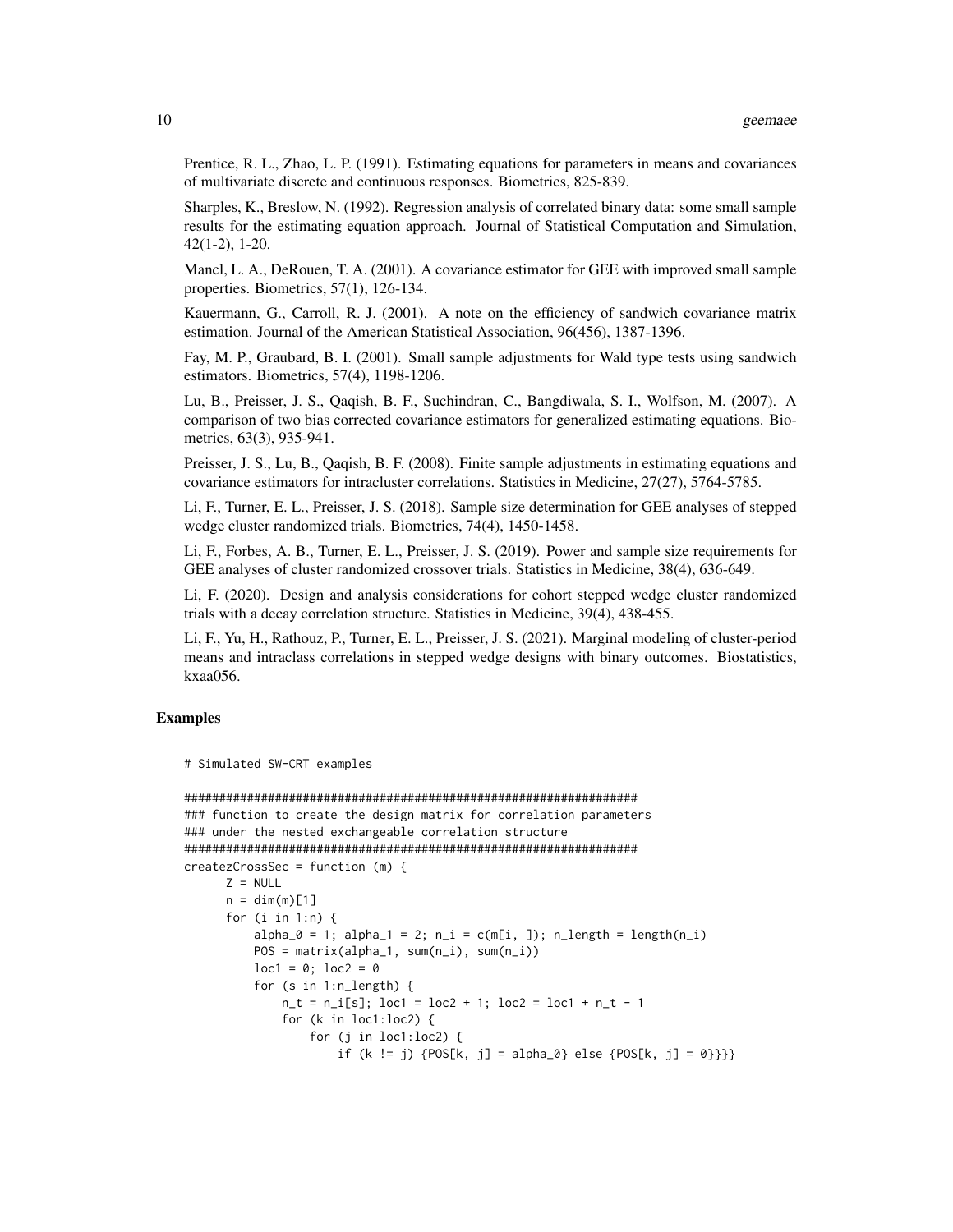Prentice, R. L., Zhao, L. P. (1991). Estimating equations for parameters in means and covariances of multivariate discrete and continuous responses. Biometrics, 825-839.

Sharples, K., Breslow, N. (1992). Regression analysis of correlated binary data: some small sample results for the estimating equation approach. Journal of Statistical Computation and Simulation, 42(1-2), 1-20.

Mancl, L. A., DeRouen, T. A. (2001). A covariance estimator for GEE with improved small sample properties. Biometrics, 57(1), 126-134.

Kauermann, G., Carroll, R. J. (2001). A note on the efficiency of sandwich covariance matrix estimation. Journal of the American Statistical Association, 96(456), 1387-1396.

Fay, M. P., Graubard, B. I. (2001). Small sample adjustments for Wald type tests using sandwich estimators. Biometrics, 57(4), 1198-1206.

Lu, B., Preisser, J. S., Qaqish, B. F., Suchindran, C., Bangdiwala, S. I., Wolfson, M. (2007). A comparison of two bias corrected covariance estimators for generalized estimating equations. Biometrics, 63(3), 935-941.

Preisser, J. S., Lu, B., Qaqish, B. F. (2008). Finite sample adjustments in estimating equations and covariance estimators for intracluster correlations. Statistics in Medicine, 27(27), 5764-5785.

Li, F., Turner, E. L., Preisser, J. S. (2018). Sample size determination for GEE analyses of stepped wedge cluster randomized trials. Biometrics, 74(4), 1450-1458.

Li, F., Forbes, A. B., Turner, E. L., Preisser, J. S. (2019). Power and sample size requirements for GEE analyses of cluster randomized crossover trials. Statistics in Medicine, 38(4), 636-649.

Li, F. (2020). Design and analysis considerations for cohort stepped wedge cluster randomized trials with a decay correlation structure. Statistics in Medicine, 39(4), 438-455.

Li, F., Yu, H., Rathouz, P., Turner, E. L., Preisser, J. S. (2021). Marginal modeling of cluster-period means and intraclass correlations in stepped wedge designs with binary outcomes. Biostatistics, kxaa056.

## Examples

```
# Simulated SW-CRT examples

####################################################################
### function to create the design matrix for correlation parameters
### under the nested exchangeable correlation structure
####################################################################
createzCrossSec = function (m) {
      Z = NULL
      n = dim(m)[1]
      for (i in 1:n) {
          alpha_0 = 1; alpha_1 = 2; n_i = c(m[i, ]); n_length = length(n_i)
          POS = matrix(alpha_1, sum(n_i), sum(n_i))
          loc1 = 0; loc2 = 0
          for (s in 1:n_length) {
              n_t = n_i[s]; loc1 = loc2 + 1; loc2 = loc1 + n_t - 1
              for (k in loc1:loc2) {
                  for (j in loc1:loc2) {
                      if (k != j) {POS[k, j] = alpha_0} else {POS[k, j] = 0}}}}
```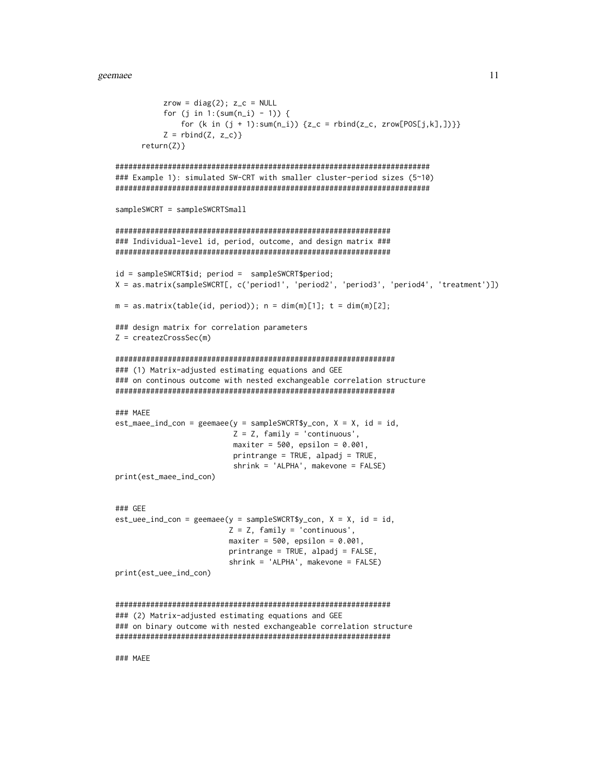```
            zrow = diag(2); z_c = NULL
            for (j in 1:(sum(n_i) - 1)) {
                for (k in (j + 1):sum(n_i)) {z_c = rbind(z_c, zrow[POS[j,k],])}}
            Z = rbind(Z, z_c)}
      return(Z)}

########################################################################
### Example 1): simulated SW-CRT with smaller cluster-period sizes (5~10)
########################################################################

sampleSWCRT = sampleSWCRTSmall

###############################################################
### Individual-level id, period, outcome, and design matrix ###
###############################################################

id = sampleSWCRT$id; period =  sampleSWCRT$period;
X = as.matrix(sampleSWCRT[, c('period1', 'period2', 'period3', 'period4', 'treatment')])

m = as.matrix(table(id, period)); n = dim(m)[1]; t = dim(m)[2];

### design matrix for correlation parameters
Z = createzCrossSec(m)

################################################################
### (1) Matrix-adjusted estimating equations and GEE
### on continous outcome with nested exchangeable correlation structure
################################################################

### MAEE
est_maee_ind_con = geemaee(y = sampleSWCRT$y_con, X = X, id = id,
                           Z = Z, family = 'continuous',
                           maxiter = 500, epsilon = 0.001,
                           printrange = TRUE, alpadj = TRUE,
                           shrink = 'ALPHA', makevone = FALSE)
print(est_maee_ind_con)


### GEE
est_uee_ind_con = geemaee(y = sampleSWCRT$y_con, X = X, id = id,
                          Z = Z, family = 'continuous',
                          maxiter = 500, epsilon = 0.001,
                          printrange = TRUE, alpadj = FALSE,
                          shrink = 'ALPHA', makevone = FALSE)
print(est_uee_ind_con)


###############################################################
### (2) Matrix-adjusted estimating equations and GEE
### on binary outcome with nested exchangeable correlation structure
###############################################################

### MAEE
```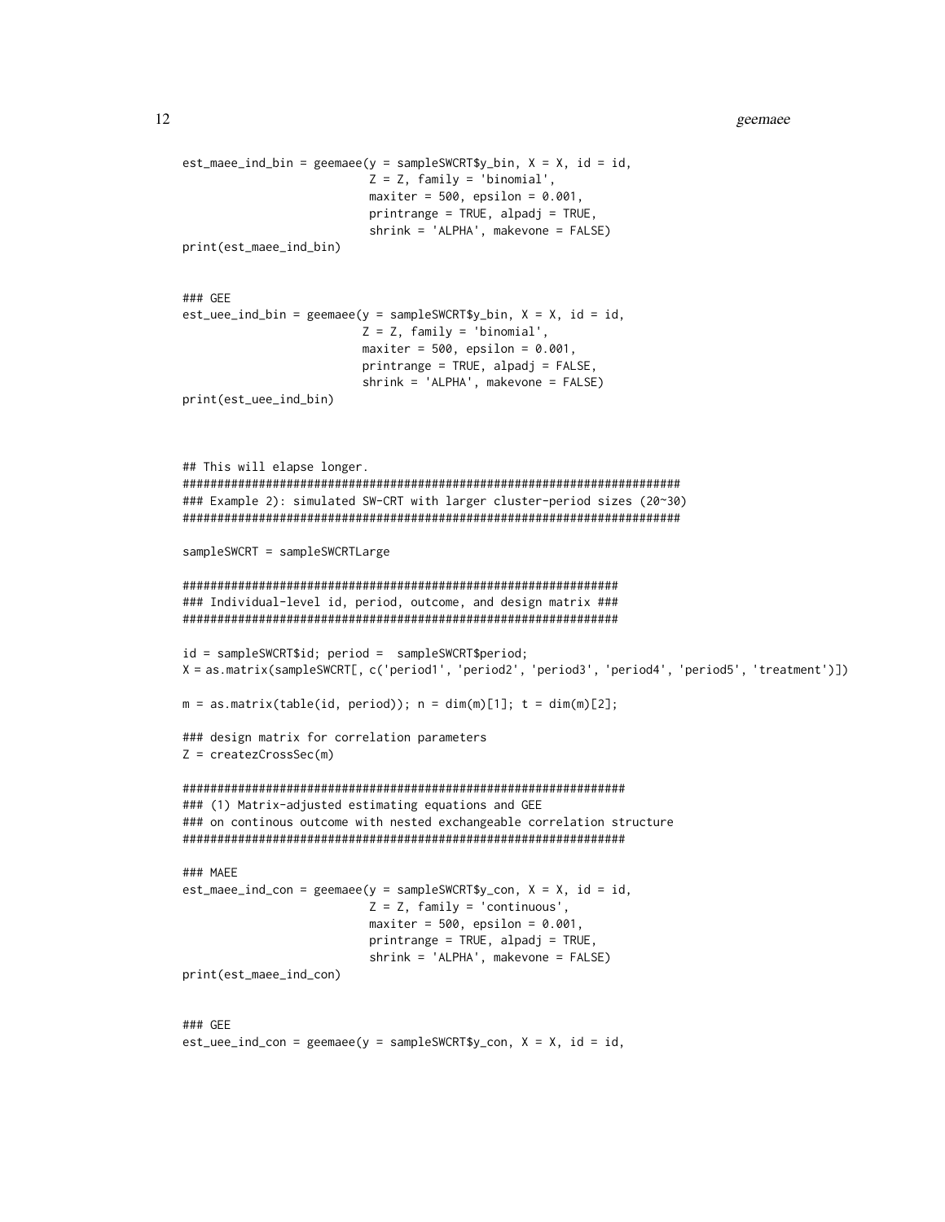```
est_maee_ind_bin = geemaee(y = sampleSWCRT$y_bin, X = X, id = id,
                           Z = Z, family = 'binomial',
                           maxiter = 500, epsilon = 0.001,
                           printrange = TRUE, alpadj = TRUE,
                           shrink = 'ALPHA', makevone = FALSE)
print(est_maee_ind_bin)


### GEE
est_uee_ind_bin = geemaee(y = sampleSWCRT$y_bin, X = X, id = id,
                          Z = Z, family = 'binomial',
                          maxiter = 500, epsilon = 0.001,
                          printrange = TRUE, alpadj = FALSE,
                          shrink = 'ALPHA', makevone = FALSE)
print(est_uee_ind_bin)



## This will elapse longer.
###########################################################################
### Example 2): simulated SW-CRT with larger cluster-period sizes (20~30)
###########################################################################

sampleSWCRT = sampleSWCRTLarge

#################################################################
### Individual-level id, period, outcome, and design matrix ###
#################################################################

id = sampleSWCRT$id; period =  sampleSWCRT$period;
X = as.matrix(sampleSWCRT[, c('period1', 'period2', 'period3', 'period4', 'period5', 'treatment')])

m = as.matrix(table(id, period)); n = dim(m)[1]; t = dim(m)[2];

### design matrix for correlation parameters
Z = createzCrossSec(m)

#################################################################
### (1) Matrix-adjusted estimating equations and GEE
### on continous outcome with nested exchangeable correlation structure
#################################################################

### MAEE
est_maee_ind_con = geemaee(y = sampleSWCRT$y_con, X = X, id = id,
                           Z = Z, family = 'continuous',
                           maxiter = 500, epsilon = 0.001,
                           printrange = TRUE, alpadj = TRUE,
                           shrink = 'ALPHA', makevone = FALSE)
print(est_maee_ind_con)


### GEE
est_uee_ind_con = geemaee(y = sampleSWCRT$y_con, X = X, id = id,
```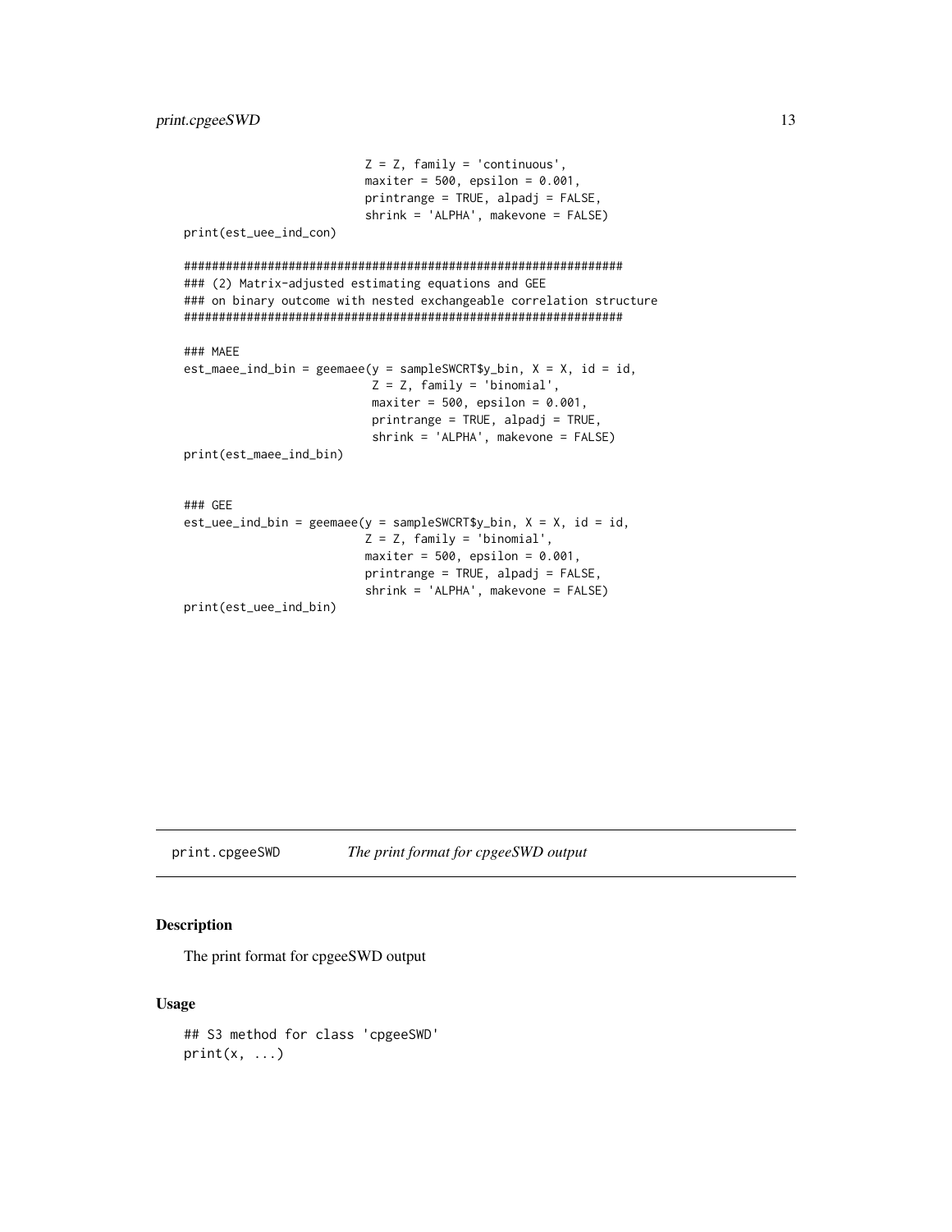```
                          Z = Z, family = 'continuous',
                          maxiter = 500, epsilon = 0.001,
                          printrange = TRUE, alpadj = FALSE,
                          shrink = 'ALPHA', makevone = FALSE)
print(est_uee_ind_con)

#############################################################
### (2) Matrix-adjusted estimating equations and GEE
### on binary outcome with nested exchangeable correlation structure
#############################################################

### MAEE
est_maee_ind_bin = geemaee(y = sampleSWCRT$y_bin, X = X, id = id,
                           Z = Z, family = 'binomial',
                           maxiter = 500, epsilon = 0.001,
                           printrange = TRUE, alpadj = TRUE,
                           shrink = 'ALPHA', makevone = FALSE)
print(est_maee_ind_bin)


### GEE
est_uee_ind_bin = geemaee(y = sampleSWCRT$y_bin, X = X, id = id,
                          Z = Z, family = 'binomial',
                          maxiter = 500, epsilon = 0.001,
                          printrange = TRUE, alpadj = FALSE,
                          shrink = 'ALPHA', makevone = FALSE)
print(est_uee_ind_bin)
```

## print.cpgeeSWD — *The print format for cpgeeSWD output*

### Description

The print format for cpgeeSWD output

### Usage

```
## S3 method for class 'cpgeeSWD'
print(x, ...)
```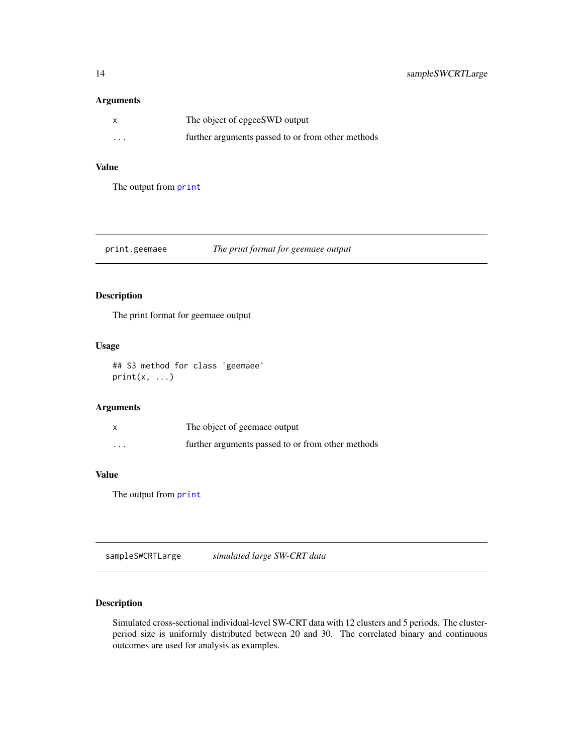### Arguments

| | |
|---|---|
| x | The object of cpgeeSWD output |
| ... | further arguments passed to or from other methods |

### Value

The output from `print`

---

## print.geemaee — *The print format for geemaee output*

### Description

The print format for geemaee output

### Usage

```
## S3 method for class 'geemaee'
print(x, ...)
```

### Arguments

| | |
|---|---|
| x | The object of geemaee output |
| ... | further arguments passed to or from other methods |

### Value

The output from `print`

---

## sampleSWCRTLarge — *simulated large SW-CRT data*

### Description

Simulated cross-sectional individual-level SW-CRT data with 12 clusters and 5 periods. The cluster-period size is uniformly distributed between 20 and 30. The correlated binary and continuous outcomes are used for analysis as examples.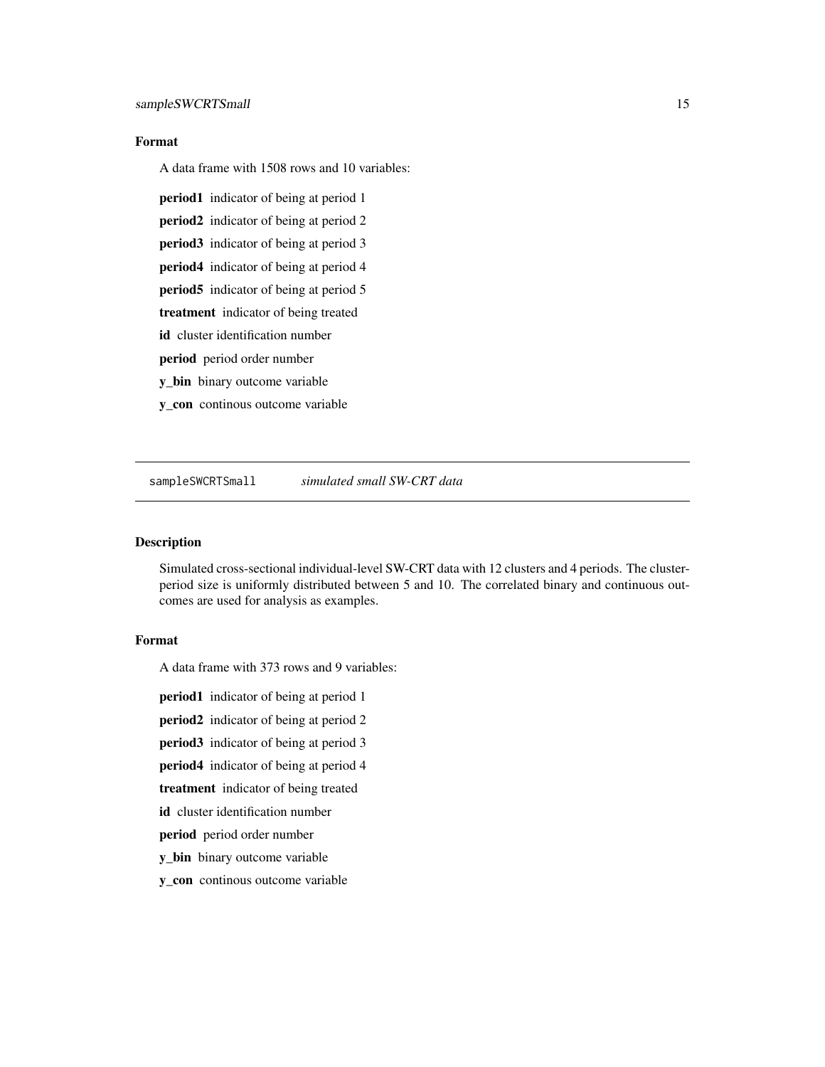### Format

A data frame with 1508 rows and 10 variables:

**period1** indicator of being at period 1

**period2** indicator of being at period 2

**period3** indicator of being at period 3

**period4** indicator of being at period 4

**period5** indicator of being at period 5

**treatment** indicator of being treated

**id** cluster identification number

**period** period order number

**y_bin** binary outcome variable

**y_con** continous outcome variable

---

## sampleSWCRTSmall    *simulated small SW-CRT data*

---

### Description

Simulated cross-sectional individual-level SW-CRT data with 12 clusters and 4 periods. The cluster-period size is uniformly distributed between 5 and 10. The correlated binary and continuous outcomes are used for analysis as examples.

### Format

A data frame with 373 rows and 9 variables:

**period1** indicator of being at period 1

**period2** indicator of being at period 2

**period3** indicator of being at period 3

**period4** indicator of being at period 4

**treatment** indicator of being treated

**id** cluster identification number

**period** period order number

**y_bin** binary outcome variable

**y_con** continous outcome variable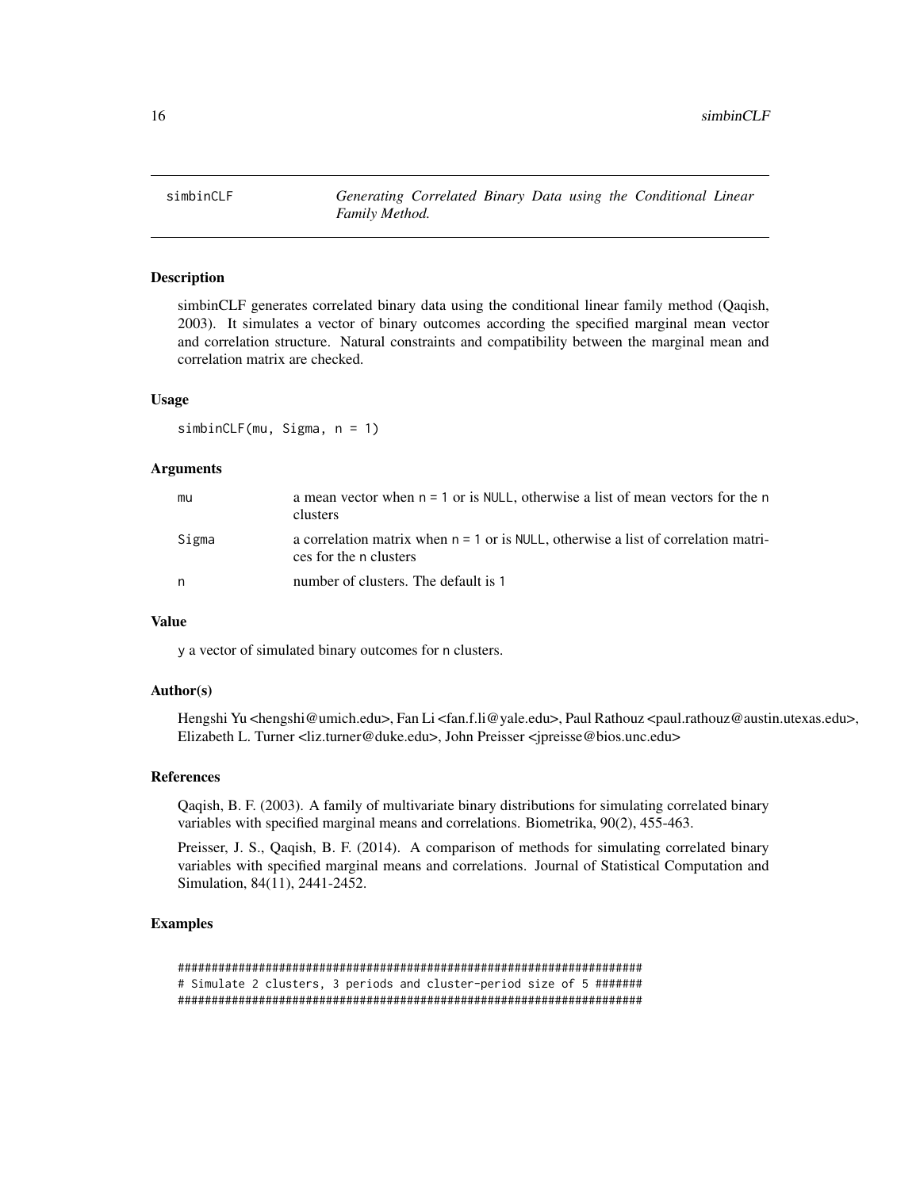simbinCLF — *Generating Correlated Binary Data using the Conditional Linear Family Method.*

## Description

simbinCLF generates correlated binary data using the conditional linear family method (Qaqish, 2003). It simulates a vector of binary outcomes according the specified marginal mean vector and correlation structure. Natural constraints and compatibility between the marginal mean and correlation matrix are checked.

## Usage

```
simbinCLF(mu, Sigma, n = 1)
```

## Arguments

| | |
|---|---|
| mu | a mean vector when n = 1 or is NULL, otherwise a list of mean vectors for the n clusters |
| Sigma | a correlation matrix when n = 1 or is NULL, otherwise a list of correlation matrices for the n clusters |
| n | number of clusters. The default is 1 |

## Value

y a vector of simulated binary outcomes for n clusters.

## Author(s)

Hengshi Yu <hengshi@umich.edu>, Fan Li <fan.f.li@yale.edu>, Paul Rathouz <paul.rathouz@austin.utexas.edu>, Elizabeth L. Turner <liz.turner@duke.edu>, John Preisser <jpreisse@bios.unc.edu>

## References

Qaqish, B. F. (2003). A family of multivariate binary distributions for simulating correlated binary variables with specified marginal means and correlations. Biometrika, 90(2), 455-463.

Preisser, J. S., Qaqish, B. F. (2014). A comparison of methods for simulating correlated binary variables with specified marginal means and correlations. Journal of Statistical Computation and Simulation, 84(11), 2441-2452.

## Examples

```
#####################################################################
# Simulate 2 clusters, 3 periods and cluster-period size of 5 #######
#####################################################################
```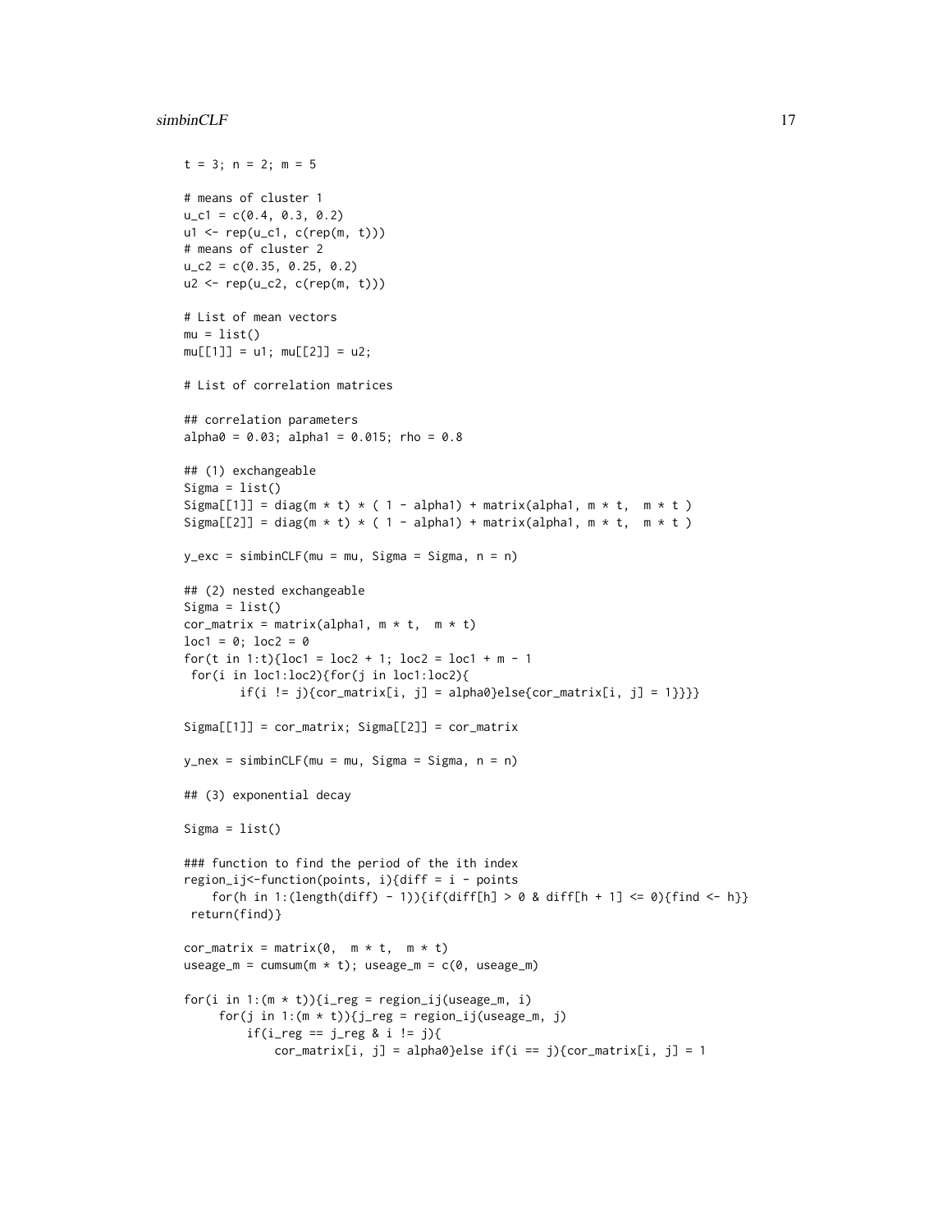```
t = 3; n = 2; m = 5

# means of cluster 1
u_c1 = c(0.4, 0.3, 0.2)
u1 <- rep(u_c1, c(rep(m, t)))
# means of cluster 2
u_c2 = c(0.35, 0.25, 0.2)
u2 <- rep(u_c2, c(rep(m, t)))

# List of mean vectors
mu = list()
mu[[1]] = u1; mu[[2]] = u2;

# List of correlation matrices

## correlation parameters
alpha0 = 0.03; alpha1 = 0.015; rho = 0.8

## (1) exchangeable
Sigma = list()
Sigma[[1]] = diag(m * t) * ( 1 - alpha1) + matrix(alpha1, m * t,  m * t )
Sigma[[2]] = diag(m * t) * ( 1 - alpha1) + matrix(alpha1, m * t,  m * t )

y_exc = simbinCLF(mu = mu, Sigma = Sigma, n = n)

## (2) nested exchangeable
Sigma = list()
cor_matrix = matrix(alpha1, m * t,  m * t)
loc1 = 0; loc2 = 0
for(t in 1:t){loc1 = loc2 + 1; loc2 = loc1 + m - 1
 for(i in loc1:loc2){for(j in loc1:loc2){
        if(i != j){cor_matrix[i, j] = alpha0}else{cor_matrix[i, j] = 1}}}}

Sigma[[1]] = cor_matrix; Sigma[[2]] = cor_matrix

y_nex = simbinCLF(mu = mu, Sigma = Sigma, n = n)

## (3) exponential decay

Sigma = list()

### function to find the period of the ith index
region_ij<-function(points, i){diff = i - points
    for(h in 1:(length(diff) - 1)){if(diff[h] > 0 & diff[h + 1] <= 0){find <- h}}
 return(find)}

cor_matrix = matrix(0,  m * t,  m * t)
useage_m = cumsum(m * t); useage_m = c(0, useage_m)

for(i in 1:(m * t)){i_reg = region_ij(useage_m, i)
     for(j in 1:(m * t)){j_reg = region_ij(useage_m, j)
         if(i_reg == j_reg & i != j){
             cor_matrix[i, j] = alpha0}else if(i == j){cor_matrix[i, j] = 1
```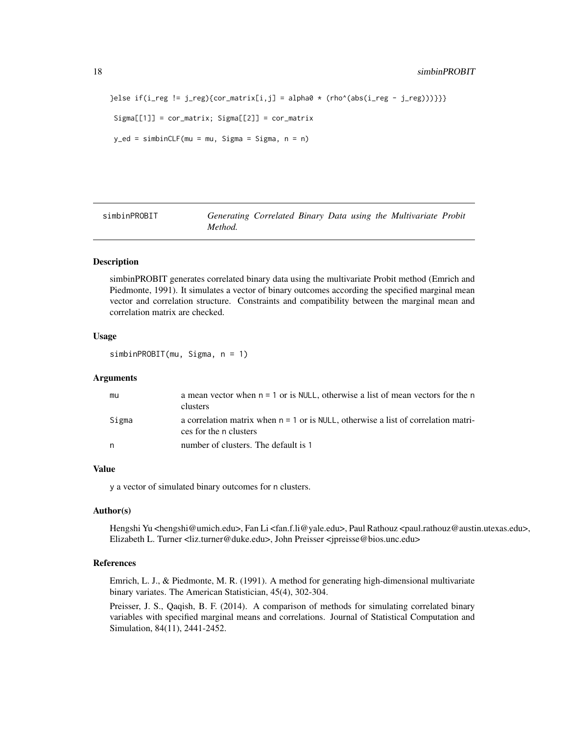```
}else if(i_reg != j_reg){cor_matrix[i,j] = alpha0 * (rho^(abs(i_reg - j_reg)))}}}}

 Sigma[[1]] = cor_matrix; Sigma[[2]] = cor_matrix

 y_ed = simbinCLF(mu = mu, Sigma = Sigma, n = n)
```

---

## simbinPROBIT *Generating Correlated Binary Data using the Multivariate Probit Method.*

---

### Description

simbinPROBIT generates correlated binary data using the multivariate Probit method (Emrich and Piedmonte, 1991). It simulates a vector of binary outcomes according the specified marginal mean vector and correlation structure. Constraints and compatibility between the marginal mean and correlation matrix are checked.

### Usage

```
simbinPROBIT(mu, Sigma, n = 1)
```

### Arguments

| | |
|---|---|
| mu | a mean vector when n = 1 or is NULL, otherwise a list of mean vectors for the n clusters |
| Sigma | a correlation matrix when n = 1 or is NULL, otherwise a list of correlation matrices for the n clusters |
| n | number of clusters. The default is 1 |

### Value

y a vector of simulated binary outcomes for n clusters.

### Author(s)

Hengshi Yu <hengshi@umich.edu>, Fan Li <fan.f.li@yale.edu>, Paul Rathouz <paul.rathouz@austin.utexas.edu>, Elizabeth L. Turner <liz.turner@duke.edu>, John Preisser <jpreisse@bios.unc.edu>

### References

Emrich, L. J., & Piedmonte, M. R. (1991). A method for generating high-dimensional multivariate binary variates. The American Statistician, 45(4), 302-304.

Preisser, J. S., Qaqish, B. F. (2014). A comparison of methods for simulating correlated binary variables with specified marginal means and correlations. Journal of Statistical Computation and Simulation, 84(11), 2441-2452.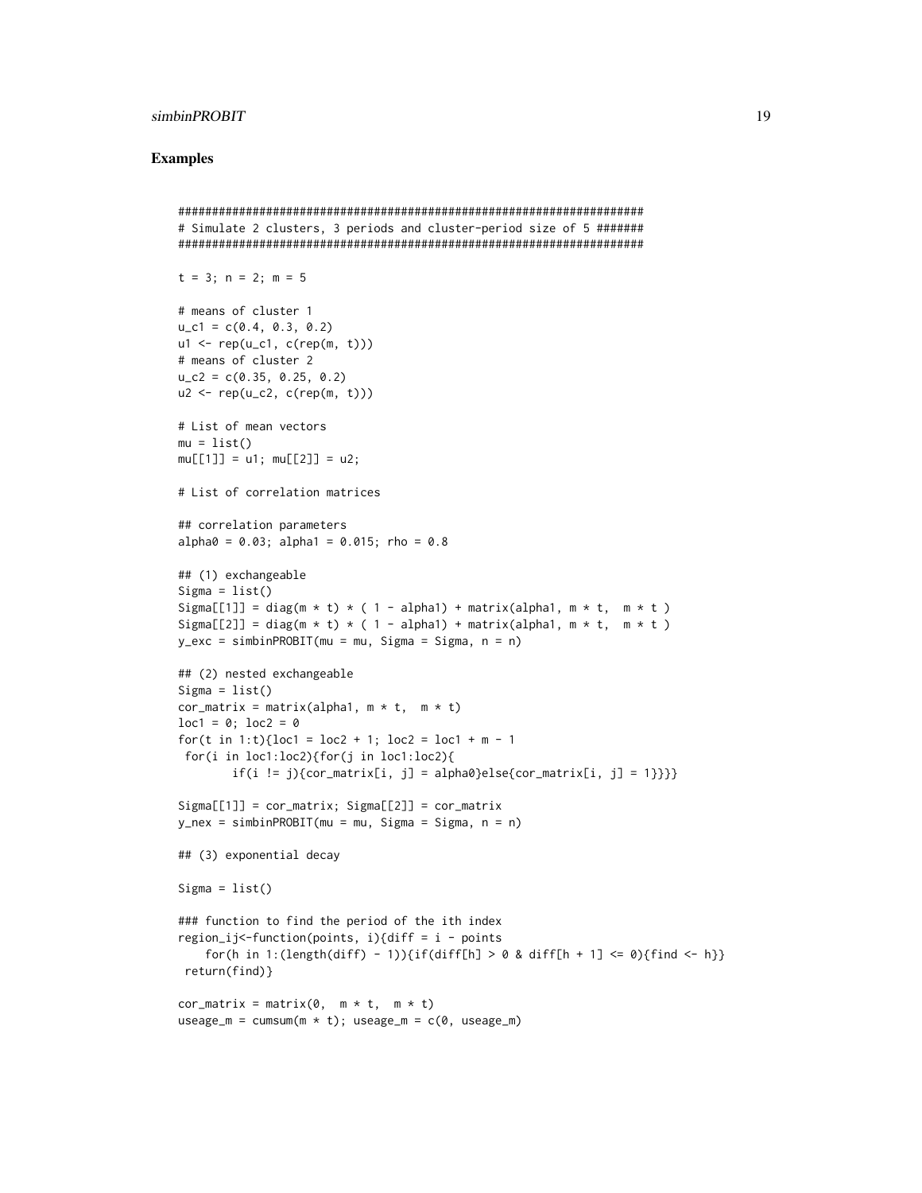## Examples

```
####################################################################
# Simulate 2 clusters, 3 periods and cluster-period size of 5 #######
####################################################################

t = 3; n = 2; m = 5

# means of cluster 1
u_c1 = c(0.4, 0.3, 0.2)
u1 <- rep(u_c1, c(rep(m, t)))
# means of cluster 2
u_c2 = c(0.35, 0.25, 0.2)
u2 <- rep(u_c2, c(rep(m, t)))

# List of mean vectors
mu = list()
mu[[1]] = u1; mu[[2]] = u2;

# List of correlation matrices

## correlation parameters
alpha0 = 0.03; alpha1 = 0.015; rho = 0.8

## (1) exchangeable
Sigma = list()
Sigma[[1]] = diag(m * t) * ( 1 - alpha1) + matrix(alpha1, m * t,  m * t )
Sigma[[2]] = diag(m * t) * ( 1 - alpha1) + matrix(alpha1, m * t,  m * t )
y_exc = simbinPROBIT(mu = mu, Sigma = Sigma, n = n)

## (2) nested exchangeable
Sigma = list()
cor_matrix = matrix(alpha1, m * t,  m * t)
loc1 = 0; loc2 = 0
for(t in 1:t){loc1 = loc2 + 1; loc2 = loc1 + m - 1
 for(i in loc1:loc2){for(j in loc1:loc2){
        if(i != j){cor_matrix[i, j] = alpha0}else{cor_matrix[i, j] = 1}}}}

Sigma[[1]] = cor_matrix; Sigma[[2]] = cor_matrix
y_nex = simbinPROBIT(mu = mu, Sigma = Sigma, n = n)

## (3) exponential decay

Sigma = list()

### function to find the period of the ith index
region_ij<-function(points, i){diff = i - points
    for(h in 1:(length(diff) - 1)){if(diff[h] > 0 & diff[h + 1] <= 0){find <- h}}
 return(find)}

cor_matrix = matrix(0,  m * t,  m * t)
useage_m = cumsum(m * t); useage_m = c(0, useage_m)
```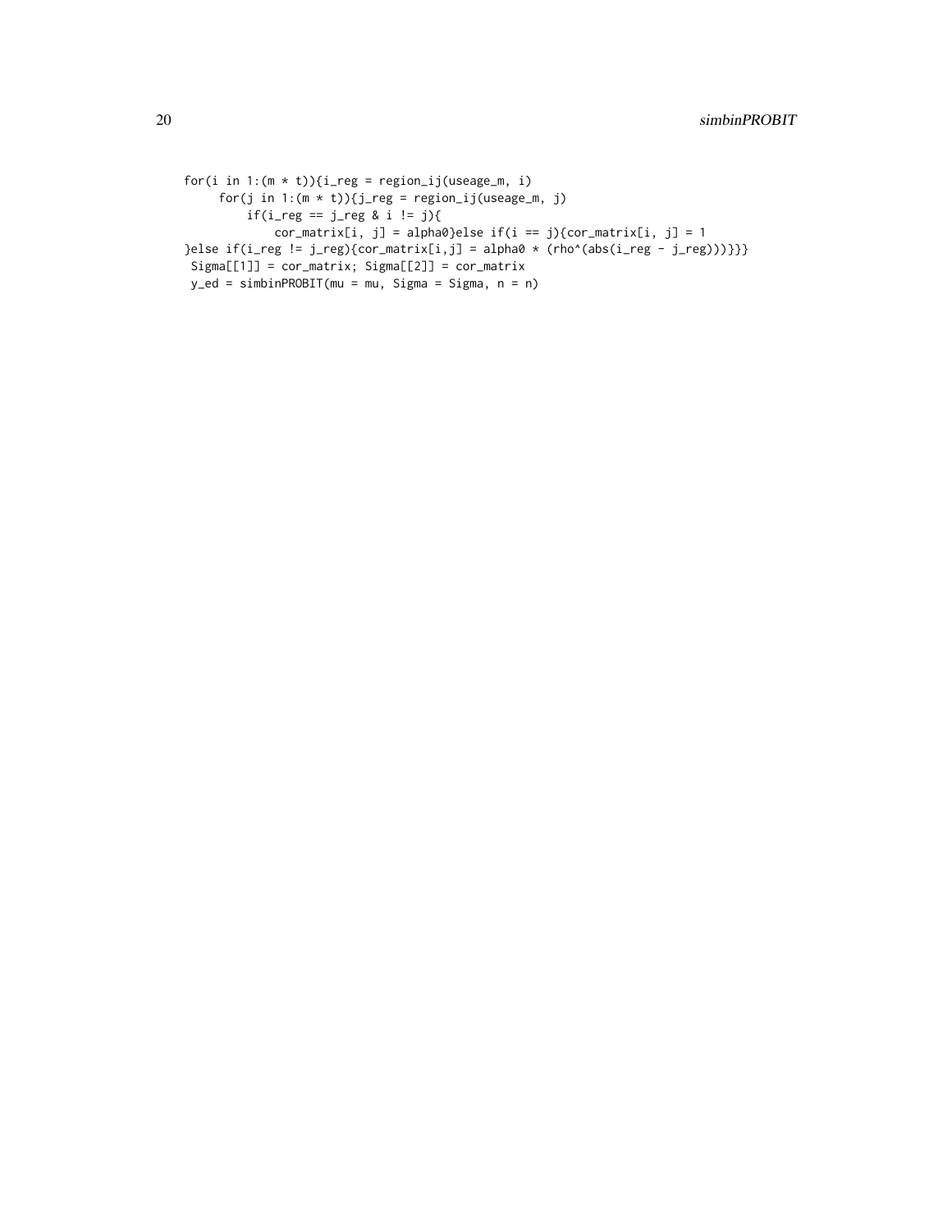```
for(i in 1:(m * t)){i_reg = region_ij(useage_m, i)
     for(j in 1:(m * t)){j_reg = region_ij(useage_m, j)
         if(i_reg == j_reg & i != j){
             cor_matrix[i, j] = alpha0}else if(i == j){cor_matrix[i, j] = 1
}else if(i_reg != j_reg){cor_matrix[i,j] = alpha0 * (rho^(abs(i_reg - j_reg)))}}}
 Sigma[[1]] = cor_matrix; Sigma[[2]] = cor_matrix
 y_ed = simbinPROBIT(mu = mu, Sigma = Sigma, n = n)
```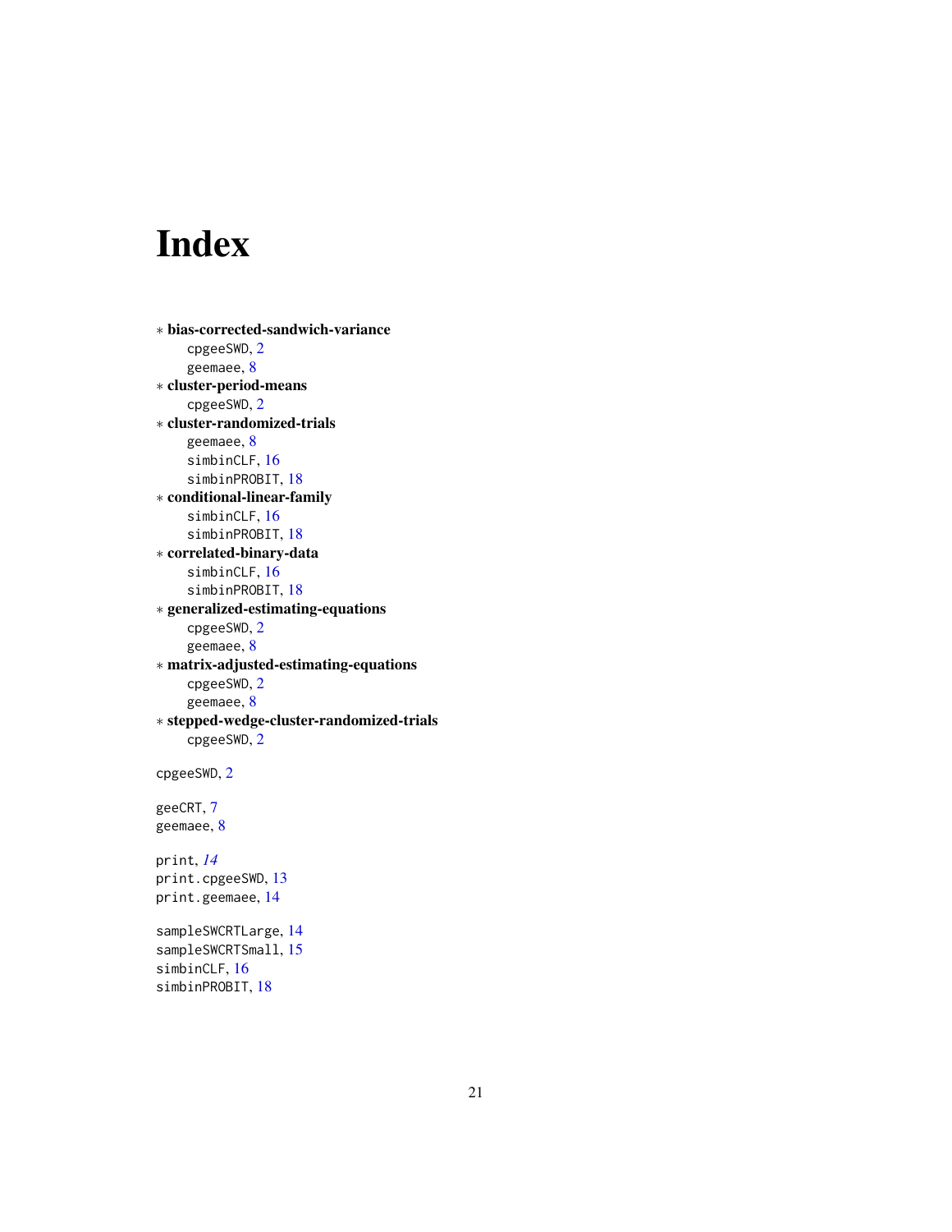# Index

∗ **bias-corrected-sandwich-variance**
    cpgeeSWD, 2
    geemaee, 8
∗ **cluster-period-means**
    cpgeeSWD, 2
∗ **cluster-randomized-trials**
    geemaee, 8
    simbinCLF, 16
    simbinPROBIT, 18
∗ **conditional-linear-family**
    simbinCLF, 16
    simbinPROBIT, 18
∗ **correlated-binary-data**
    simbinCLF, 16
    simbinPROBIT, 18
∗ **generalized-estimating-equations**
    cpgeeSWD, 2
    geemaee, 8
∗ **matrix-adjusted-estimating-equations**
    cpgeeSWD, 2
    geemaee, 8
∗ **stepped-wedge-cluster-randomized-trials**
    cpgeeSWD, 2

cpgeeSWD, 2

geeCRT, 7
geemaee, 8

print, *14*
print.cpgeeSWD, 13
print.geemaee, 14

sampleSWCRTLarge, 14
sampleSWCRTSmall, 15
simbinCLF, 16
simbinPROBIT, 18